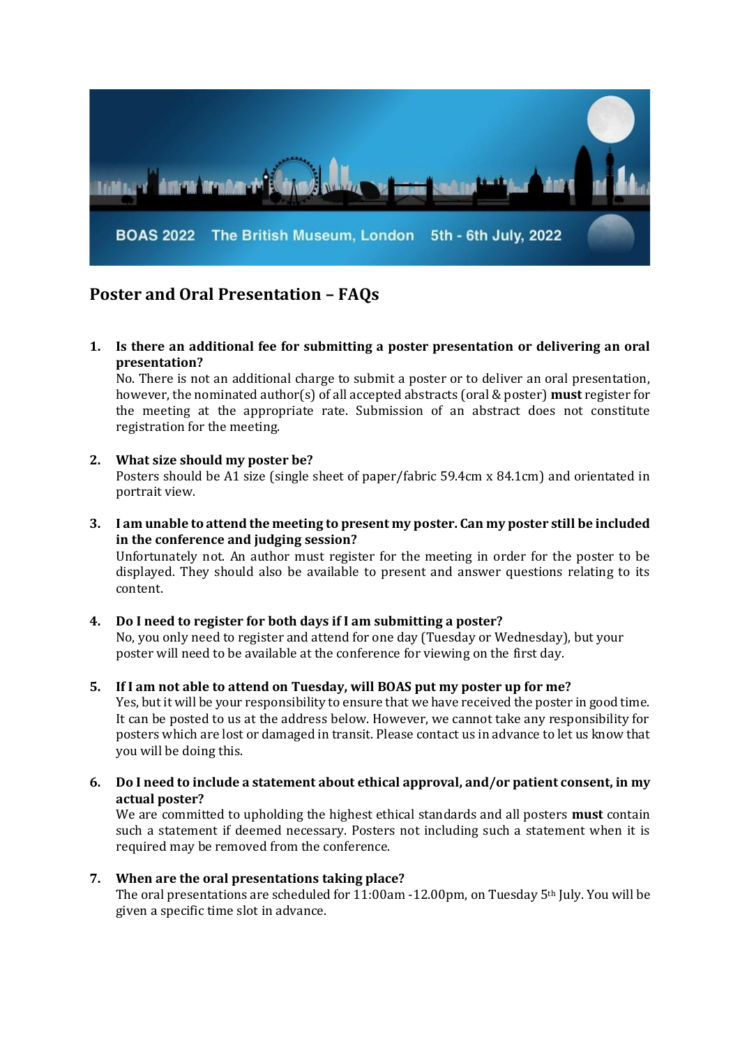BOAS 2022 The British Museum, London 5th - 6th July, 2022

## Poster and Oral Presentation – FAQs

1. **Is there an additional fee for submitting a poster presentation or delivering an oral presentation?**
   No. There is not an additional charge to submit a poster or to deliver an oral presentation, however, the nominated author(s) of all accepted abstracts (oral & poster) **must** register for the meeting at the appropriate rate. Submission of an abstract does not constitute registration for the meeting.

2. **What size should my poster be?**
   Posters should be A1 size (single sheet of paper/fabric 59.4cm x 84.1cm) and orientated in portrait view.

3. **I am unable to attend the meeting to present my poster. Can my poster still be included in the conference and judging session?**
   Unfortunately not. An author must register for the meeting in order for the poster to be displayed. They should also be available to present and answer questions relating to its content.

4. **Do I need to register for both days if I am submitting a poster?**
   No, you only need to register and attend for one day (Tuesday or Wednesday), but your poster will need to be available at the conference for viewing on the first day.

5. **If I am not able to attend on Tuesday, will BOAS put my poster up for me?**
   Yes, but it will be your responsibility to ensure that we have received the poster in good time. It can be posted to us at the address below. However, we cannot take any responsibility for posters which are lost or damaged in transit. Please contact us in advance to let us know that you will be doing this.

6. **Do I need to include a statement about ethical approval, and/or patient consent, in my actual poster?**
   We are committed to upholding the highest ethical standards and all posters **must** contain such a statement if deemed necessary. Posters not including such a statement when it is required may be removed from the conference.

7. **When are the oral presentations taking place?**
   The oral presentations are scheduled for 11:00am -12.00pm, on Tuesday 5th July. You will be given a specific time slot in advance.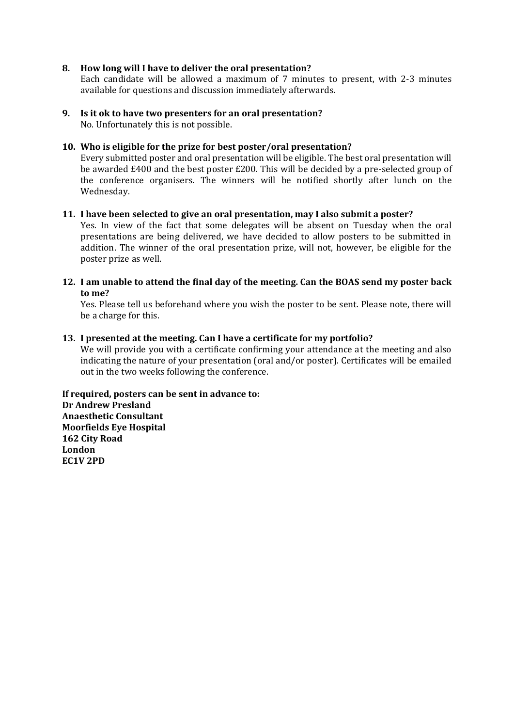8. **How long will I have to deliver the oral presentation?**
   Each candidate will be allowed a maximum of 7 minutes to present, with 2-3 minutes available for questions and discussion immediately afterwards.

9. **Is it ok to have two presenters for an oral presentation?**
   No. Unfortunately this is not possible.

10. **Who is eligible for the prize for best poster/oral presentation?**
    Every submitted poster and oral presentation will be eligible. The best oral presentation will be awarded £400 and the best poster £200. This will be decided by a pre-selected group of the conference organisers. The winners will be notified shortly after lunch on the Wednesday.

11. **I have been selected to give an oral presentation, may I also submit a poster?**
    Yes. In view of the fact that some delegates will be absent on Tuesday when the oral presentations are being delivered, we have decided to allow posters to be submitted in addition. The winner of the oral presentation prize, will not, however, be eligible for the poster prize as well.

12. **I am unable to attend the final day of the meeting. Can the BOAS send my poster back to me?**
    Yes. Please tell us beforehand where you wish the poster to be sent. Please note, there will be a charge for this.

13. **I presented at the meeting. Can I have a certificate for my portfolio?**
    We will provide you with a certificate confirming your attendance at the meeting and also indicating the nature of your presentation (oral and/or poster). Certificates will be emailed out in the two weeks following the conference.

**If required, posters can be sent in advance to:**
**Dr Andrew Presland**
**Anaesthetic Consultant**
**Moorfields Eye Hospital**
**162 City Road**
**London**
**EC1V 2PD**